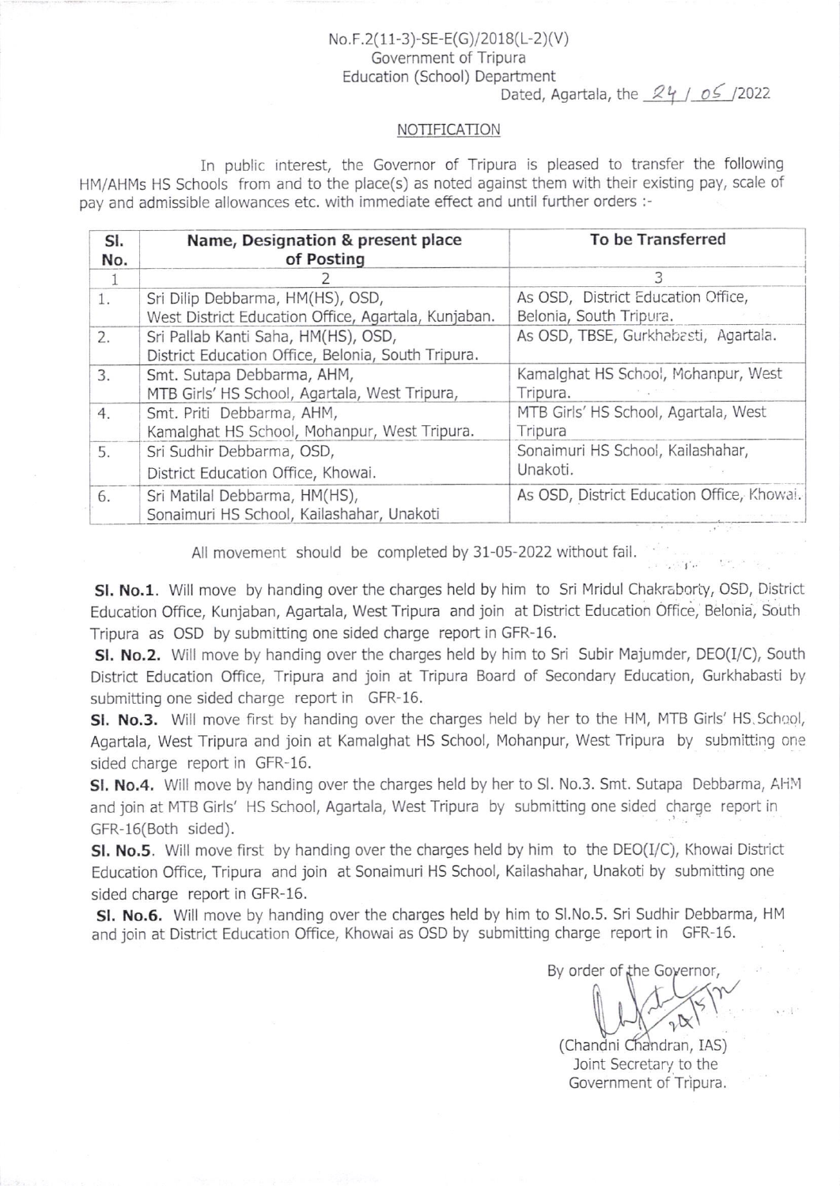No.F.2(11-3)-SE-E(G)/2018(L-2)(V)
Government of Tripura
Education (School) Department
Dated, Agartala, the 24 / 05 /2022

## NOTIFICATION

In public interest, the Governor of Tripura is pleased to transfer the following HM/AHMs HS Schools from and to the place(s) as noted against them with their existing pay, scale of pay and admissible allowances etc. with immediate effect and until further orders :-

| Sl. No. | Name, Designation & present place of Posting | To be Transferred |
|---|---|---|
| 1 | 2 | 3 |
| 1. | Sri Dilip Debbarma, HM(HS), OSD, West District Education Office, Agartala, Kunjaban. | As OSD, District Education Office, Belonia, South Tripura. |
| 2. | Sri Pallab Kanti Saha, HM(HS), OSD, District Education Office, Belonia, South Tripura. | As OSD, TBSE, Gurkhabasti, Agartala. |
| 3. | Smt. Sutapa Debbarma, AHM, MTB Girls' HS School, Agartala, West Tripura, | Kamalghat HS School, Mohanpur, West Tripura. |
| 4. | Smt. Priti Debbarma, AHM, Kamalghat HS School, Mohanpur, West Tripura. | MTB Girls' HS School, Agartala, West Tripura |
| 5. | Sri Sudhir Debbarma, OSD, District Education Office, Khowai. | Sonaimuri HS School, Kailashahar, Unakoti. |
| 6. | Sri Matilal Debbarma, HM(HS), Sonaimuri HS School, Kailashahar, Unakoti | As OSD, District Education Office, Khowai. |

All movement should be completed by 31-05-2022 without fail.

**Sl. No.1**. Will move by handing over the charges held by him to Sri Mridul Chakraborty, OSD, District Education Office, Kunjaban, Agartala, West Tripura and join at District Education Office, Belonia, South Tripura as OSD by submitting one sided charge report in GFR-16.

**Sl. No.2.** Will move by handing over the charges held by him to Sri Subir Majumder, DEO(I/C), South District Education Office, Tripura and join at Tripura Board of Secondary Education, Gurkhabasti by submitting one sided charge report in GFR-16.

**Sl. No.3.** Will move first by handing over the charges held by her to the HM, MTB Girls' HS School, Agartala, West Tripura and join at Kamalghat HS School, Mohanpur, West Tripura by submitting one sided charge report in GFR-16.

**Sl. No.4.** Will move by handing over the charges held by her to Sl. No.3. Smt. Sutapa Debbarma, AHM and join at MTB Girls' HS School, Agartala, West Tripura by submitting one sided charge report in GFR-16(Both sided).

**Sl. No.5**. Will move first by handing over the charges held by him to the DEO(I/C), Khowai District Education Office, Tripura and join at Sonaimuri HS School, Kailashahar, Unakoti by submitting one sided charge report in GFR-16.

**Sl. No.6.** Will move by handing over the charges held by him to Sl.No.5. Sri Sudhir Debbarma, HM and join at District Education Office, Khowai as OSD by submitting charge report in GFR-16.

By order of the Governor,

24/5/22

(Chandni Chandran, IAS)
Joint Secretary to the
Government of Tripura.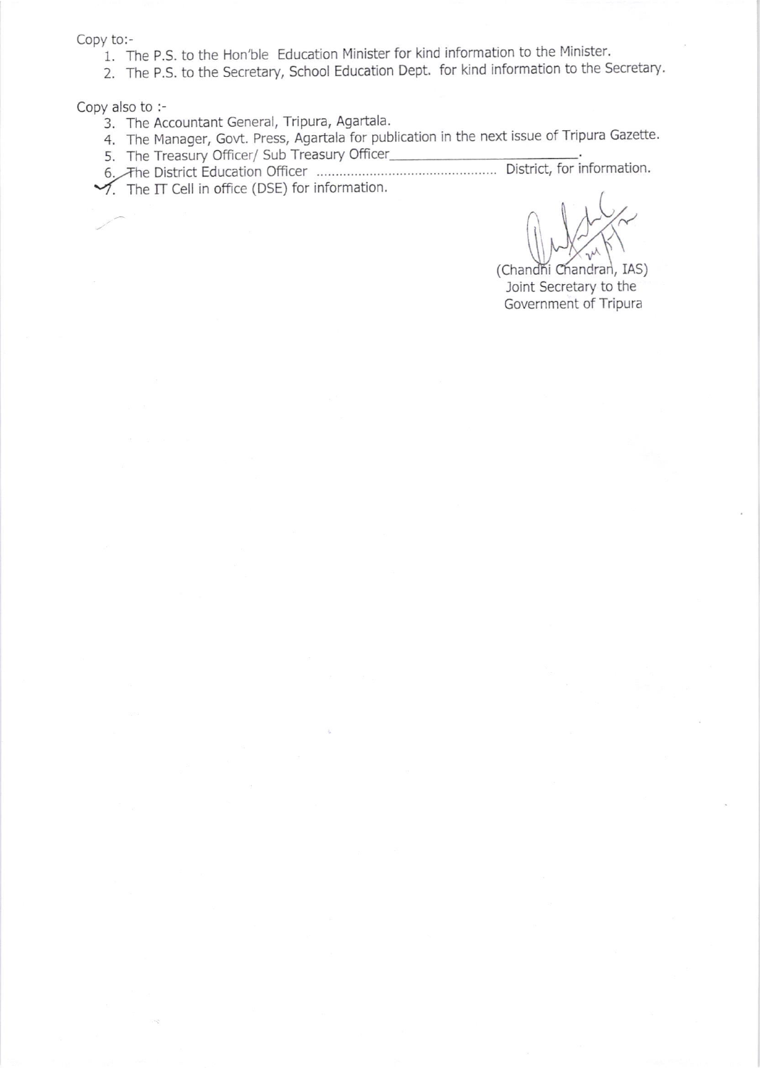Copy to:-

1. The P.S. to the Hon'ble Education Minister for kind information to the Minister.
2. The P.S. to the Secretary, School Education Dept. for kind information to the Secretary.

Copy also to :-

3. The Accountant General, Tripura, Agartala.
4. The Manager, Govt. Press, Agartala for publication in the next issue of Tripura Gazette.
5. The Treasury Officer/ Sub Treasury Officer\_\_\_\_\_\_\_\_\_\_\_\_\_\_\_\_\_\_\_\_\_\_\_\_\_\_.
6. The District Education Officer ............................................... District, for information.
7. The IT Cell in office (DSE) for information.

(Chandni Chandran, IAS)
Joint Secretary to the
Government of Tripura